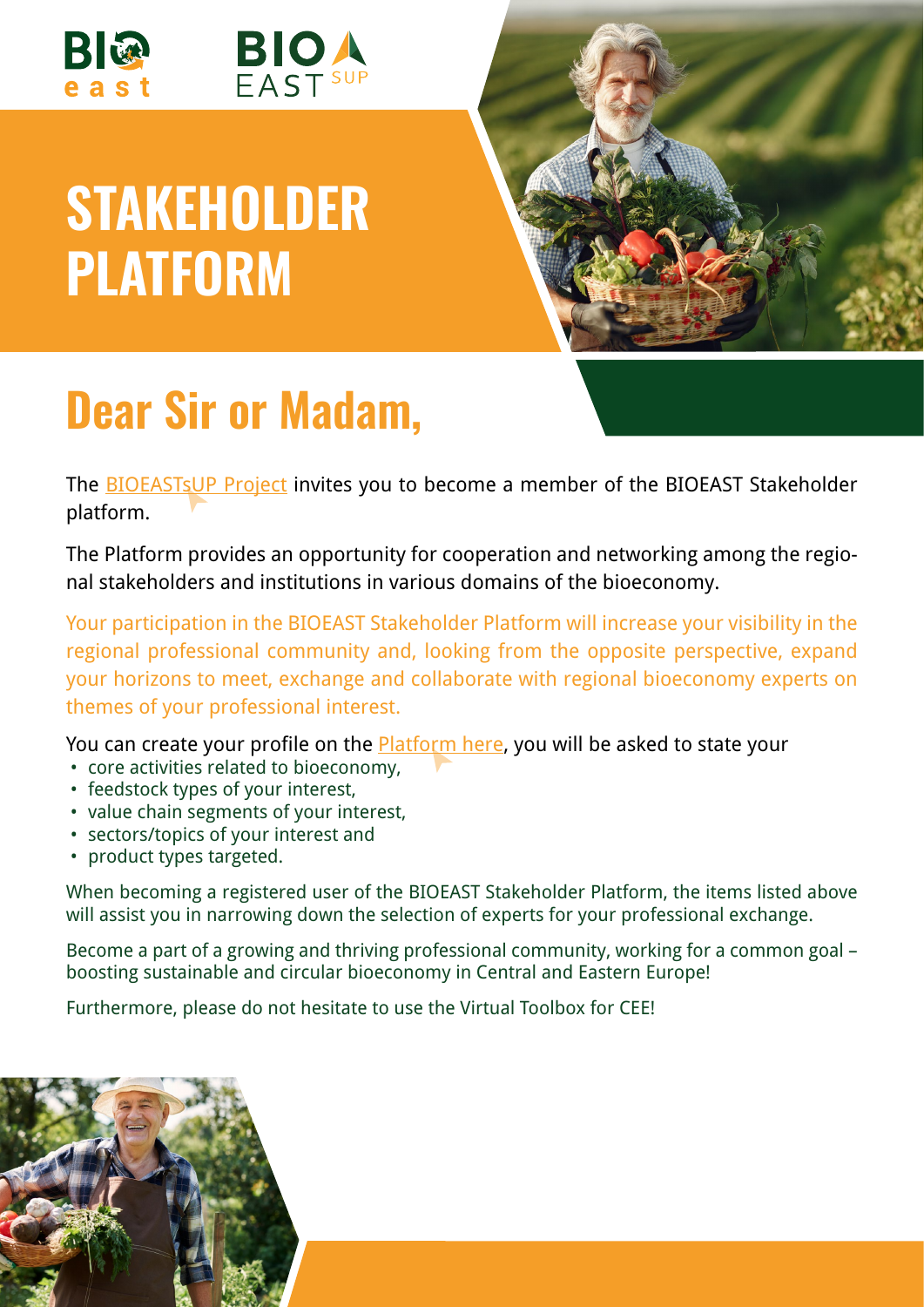# STAKEHOLDER PLATFORM

## Dear Sir or Madam,

The BIOEASTsUP Project invites you to become a member of the BIOEAST Stakeholder platform.

The Platform provides an opportunity for cooperation and networking among the regional stakeholders and institutions in various domains of the bioeconomy.

Your participation in the BIOEAST Stakeholder Platform will increase your visibility in the regional professional community and, looking from the opposite perspective, expand your horizons to meet, exchange and collaborate with regional bioeconomy experts on themes of your professional interest.

You can create your profile on the Platform here, you will be asked to state your

- core activities related to bioeconomy,
- feedstock types of your interest,
- value chain segments of your interest,
- sectors/topics of your interest and
- product types targeted.

When becoming a registered user of the BIOEAST Stakeholder Platform, the items listed above will assist you in narrowing down the selection of experts for your professional exchange.

Become a part of a growing and thriving professional community, working for a common goal – boosting sustainable and circular bioeconomy in Central and Eastern Europe!

Furthermore, please do not hesitate to use the Virtual Toolbox for CEE!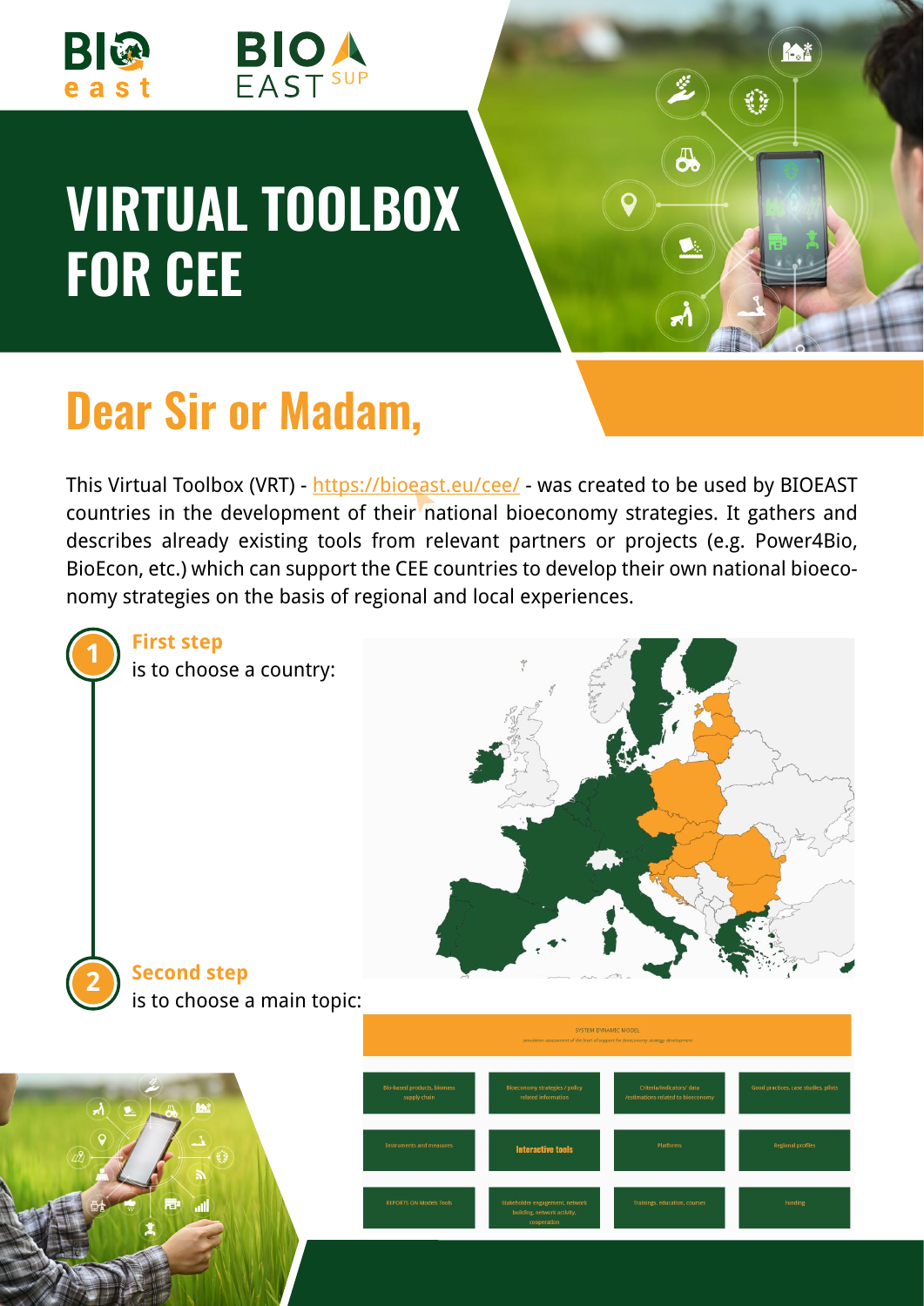BIO east

BIO EAST SUP

# VIRTUAL TOOLBOX FOR CEE

## Dear Sir or Madam,

This Virtual Toolbox (VRT) - https://bioeast.eu/cee/ - was created to be used by BIOEAST countries in the development of their national bioeconomy strategies. It gathers and describes already existing tools from relevant partners or projects (e.g. Power4Bio, BioEcon, etc.) which can support the CEE countries to develop their own national bioeconomy strategies on the basis of regional and local experiences.

**1 First step** is to choose a country:

**2 Second step** is to choose a main topic:

SYSTEM DYNAMIC MODEL

*simulation assessment of the level of support for bioeconomy strategy development*

| | | | |
|---|---|---|---|
| Bio-based products, biomass supply chain | Bioeconomy strategies / policy related information | Criteria/indicators/ data /estimations related to bioeconomy | Good practices, case studies, pilots |
| Instruments and measures | Interactive tools | Platforms | Regional profiles |
| REPORTS ON Models Tools | Stakeholder engagement, network building, network activity, cooperation | Trainings, education, courses | Funding |